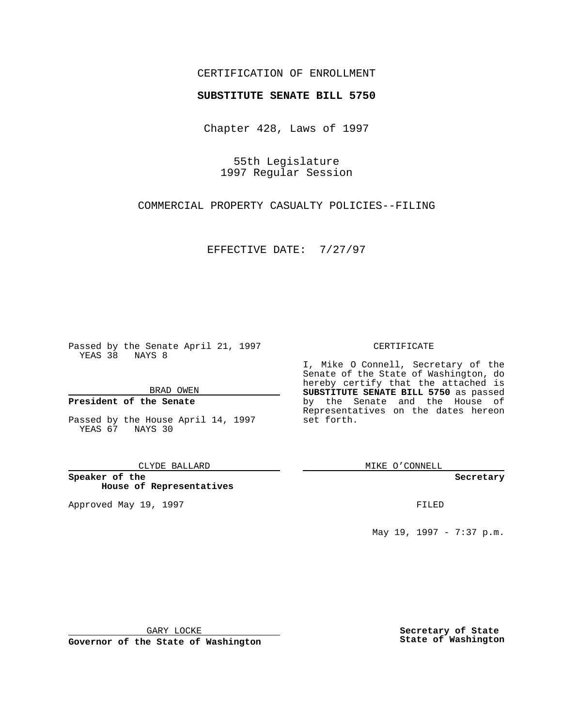CERTIFICATION OF ENROLLMENT

**SUBSTITUTE SENATE BILL 5750**

Chapter 428, Laws of 1997

55th Legislature
1997 Regular Session

COMMERCIAL PROPERTY CASUALTY POLICIES--FILING

EFFECTIVE DATE: 7/27/97

Passed by the Senate April 21, 1997
YEAS 38 NAYS 8

BRAD OWEN

**President of the Senate**

Passed by the House April 14, 1997
YEAS 67 NAYS 30

CLYDE BALLARD

**Speaker of the House of Representatives**

Approved May 19, 1997

GARY LOCKE

**Governor of the State of Washington**

CERTIFICATE

I, Mike O Connell, Secretary of the Senate of the State of Washington, do hereby certify that the attached is **SUBSTITUTE SENATE BILL 5750** as passed by the Senate and the House of Representatives on the dates hereon set forth.

MIKE O'CONNELL

**Secretary**

FILED

May 19, 1997 - 7:37 p.m.

**Secretary of State**
**State of Washington**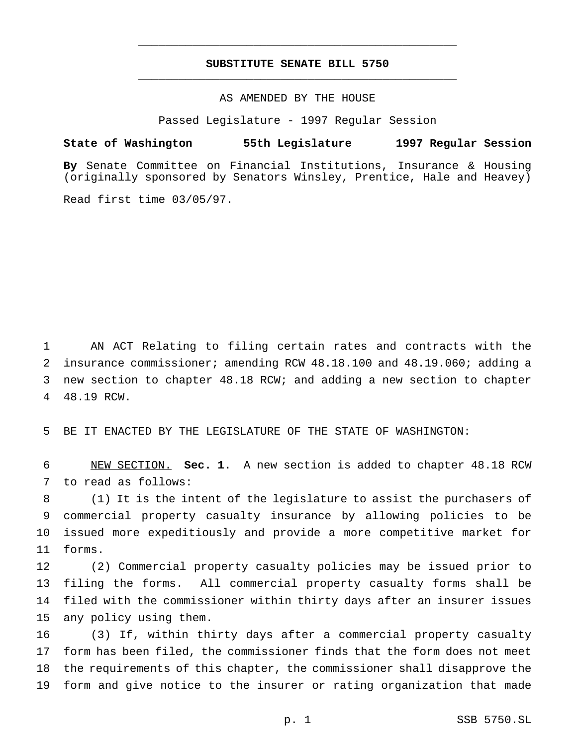# SUBSTITUTE SENATE BILL 5750

AS AMENDED BY THE HOUSE

Passed Legislature - 1997 Regular Session

**State of Washington 55th Legislature 1997 Regular Session**

**By** Senate Committee on Financial Institutions, Insurance & Housing (originally sponsored by Senators Winsley, Prentice, Hale and Heavey)

Read first time 03/05/97.

AN ACT Relating to filing certain rates and contracts with the insurance commissioner; amending RCW 48.18.100 and 48.19.060; adding a new section to chapter 48.18 RCW; and adding a new section to chapter 48.19 RCW.

BE IT ENACTED BY THE LEGISLATURE OF THE STATE OF WASHINGTON:

NEW SECTION. **Sec. 1.** A new section is added to chapter 48.18 RCW to read as follows:

(1) It is the intent of the legislature to assist the purchasers of commercial property casualty insurance by allowing policies to be issued more expeditiously and provide a more competitive market for forms.

(2) Commercial property casualty policies may be issued prior to filing the forms. All commercial property casualty forms shall be filed with the commissioner within thirty days after an insurer issues any policy using them.

(3) If, within thirty days after a commercial property casualty form has been filed, the commissioner finds that the form does not meet the requirements of this chapter, the commissioner shall disapprove the form and give notice to the insurer or rating organization that made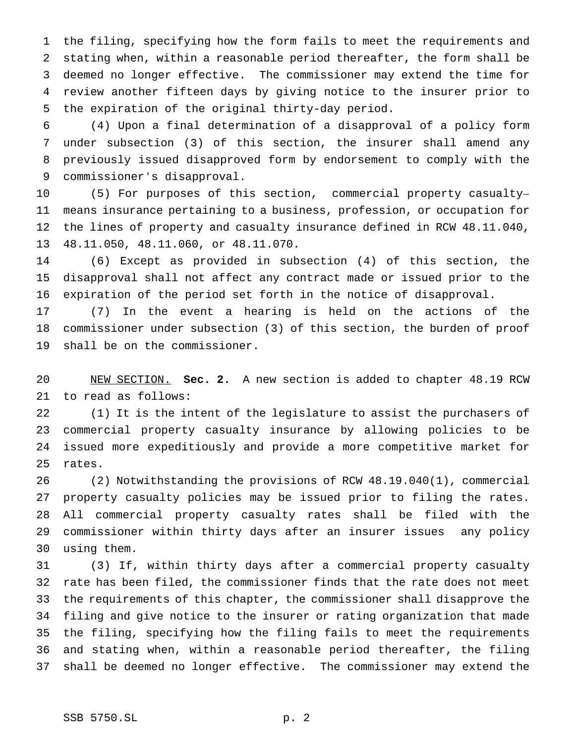the filing, specifying how the form fails to meet the requirements and stating when, within a reasonable period thereafter, the form shall be deemed no longer effective. The commissioner may extend the time for review another fifteen days by giving notice to the insurer prior to the expiration of the original thirty-day period.

(4) Upon a final determination of a disapproval of a policy form under subsection (3) of this section, the insurer shall amend any previously issued disapproved form by endorsement to comply with the commissioner's disapproval.

(5) For purposes of this section, commercial property casualty— means insurance pertaining to a business, profession, or occupation for the lines of property and casualty insurance defined in RCW 48.11.040, 48.11.050, 48.11.060, or 48.11.070.

(6) Except as provided in subsection (4) of this section, the disapproval shall not affect any contract made or issued prior to the expiration of the period set forth in the notice of disapproval.

(7) In the event a hearing is held on the actions of the commissioner under subsection (3) of this section, the burden of proof shall be on the commissioner.

NEW SECTION. **Sec. 2.** A new section is added to chapter 48.19 RCW to read as follows:

(1) It is the intent of the legislature to assist the purchasers of commercial property casualty insurance by allowing policies to be issued more expeditiously and provide a more competitive market for rates.

(2) Notwithstanding the provisions of RCW 48.19.040(1), commercial property casualty policies may be issued prior to filing the rates. All commercial property casualty rates shall be filed with the commissioner within thirty days after an insurer issues any policy using them.

(3) If, within thirty days after a commercial property casualty rate has been filed, the commissioner finds that the rate does not meet the requirements of this chapter, the commissioner shall disapprove the filing and give notice to the insurer or rating organization that made the filing, specifying how the filing fails to meet the requirements and stating when, within a reasonable period thereafter, the filing shall be deemed no longer effective. The commissioner may extend the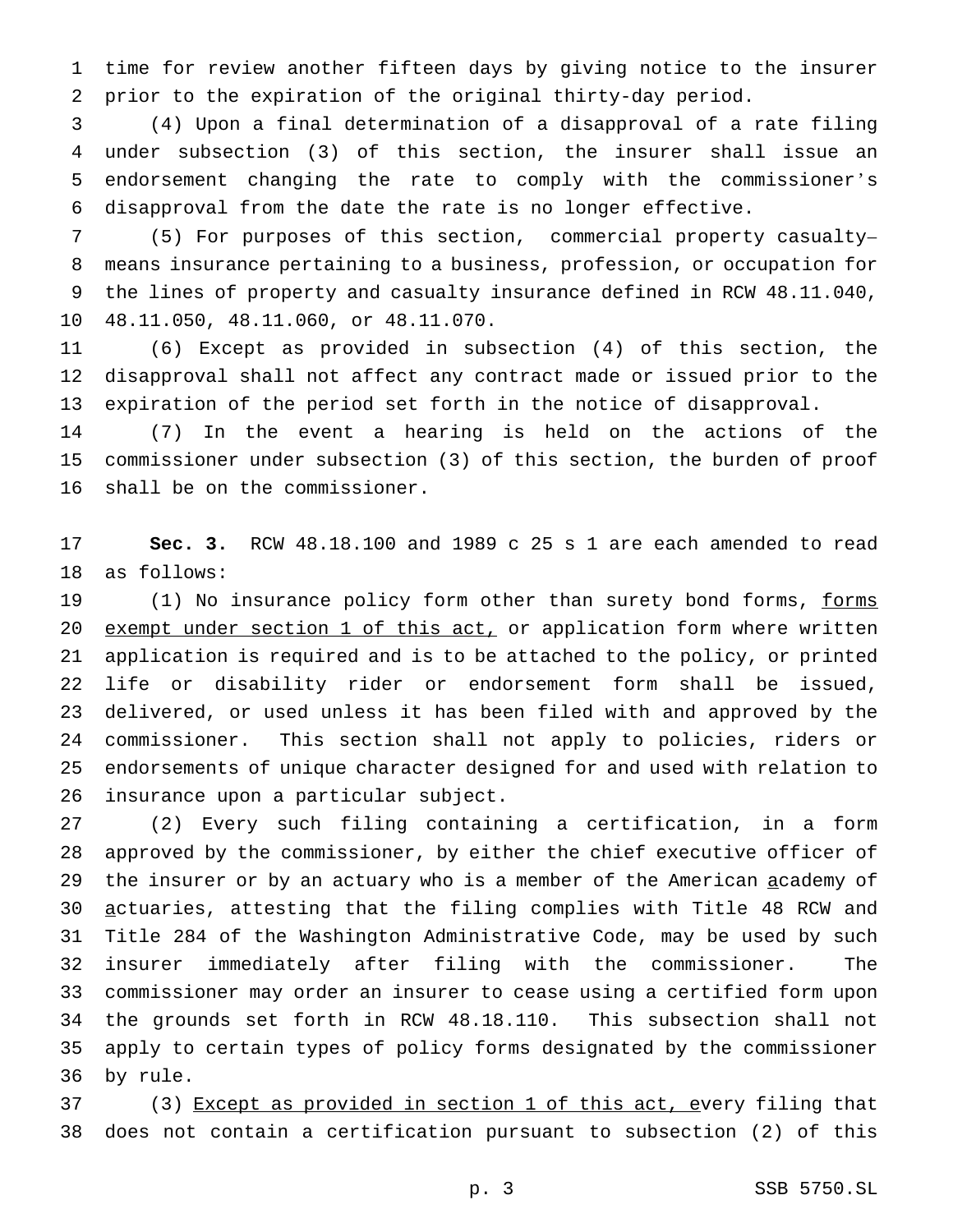time for review another fifteen days by giving notice to the insurer prior to the expiration of the original thirty-day period.

(4) Upon a final determination of a disapproval of a rate filing under subsection (3) of this section, the insurer shall issue an endorsement changing the rate to comply with the commissioner's disapproval from the date the rate is no longer effective.

(5) For purposes of this section, commercial property casualty– means insurance pertaining to a business, profession, or occupation for the lines of property and casualty insurance defined in RCW 48.11.040, 48.11.050, 48.11.060, or 48.11.070.

(6) Except as provided in subsection (4) of this section, the disapproval shall not affect any contract made or issued prior to the expiration of the period set forth in the notice of disapproval.

(7) In the event a hearing is held on the actions of the commissioner under subsection (3) of this section, the burden of proof shall be on the commissioner.

**Sec. 3.** RCW 48.18.100 and 1989 c 25 s 1 are each amended to read as follows:

(1) No insurance policy form other than surety bond forms, <u>forms exempt under section 1 of this act,</u> or application form where written application is required and is to be attached to the policy, or printed life or disability rider or endorsement form shall be issued, delivered, or used unless it has been filed with and approved by the commissioner. This section shall not apply to policies, riders or endorsements of unique character designed for and used with relation to insurance upon a particular subject.

(2) Every such filing containing a certification, in a form approved by the commissioner, by either the chief executive officer of the insurer or by an actuary who is a member of the American <u>a</u>cademy of <u>a</u>ctuaries, attesting that the filing complies with Title 48 RCW and Title 284 of the Washington Administrative Code, may be used by such insurer immediately after filing with the commissioner. The commissioner may order an insurer to cease using a certified form upon the grounds set forth in RCW 48.18.110. This subsection shall not apply to certain types of policy forms designated by the commissioner by rule.

(3) <u>Except as provided in section 1 of this act, e</u>very filing that does not contain a certification pursuant to subsection (2) of this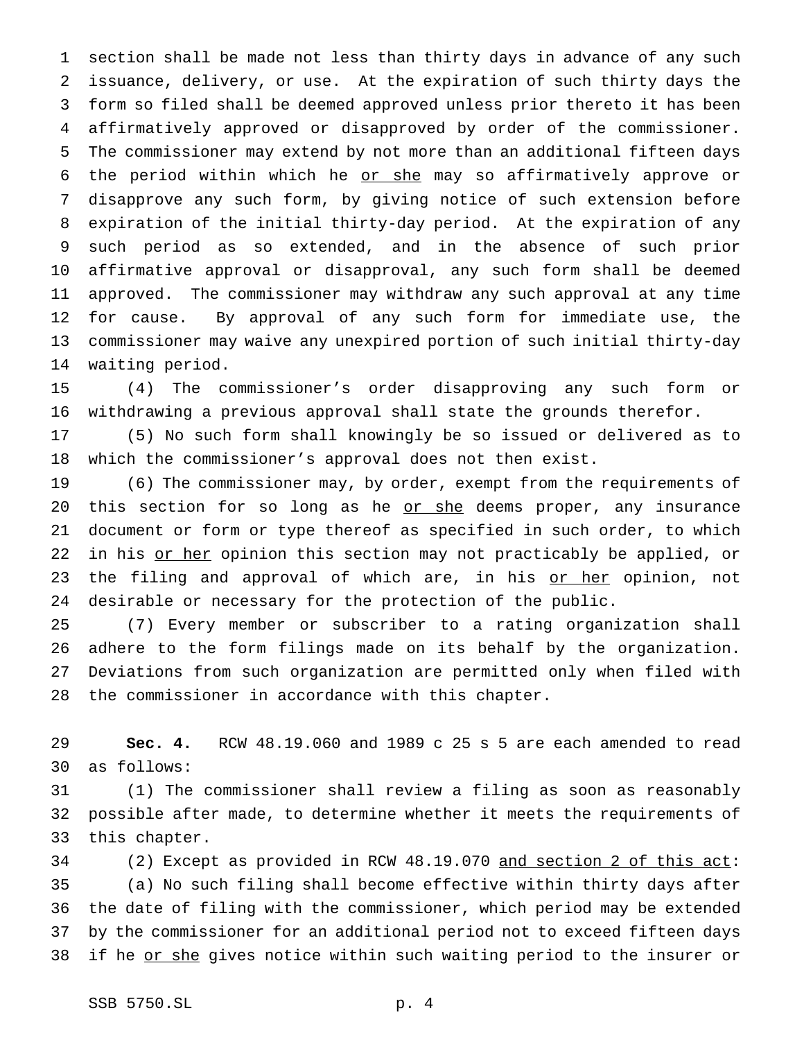section shall be made not less than thirty days in advance of any such issuance, delivery, or use. At the expiration of such thirty days the form so filed shall be deemed approved unless prior thereto it has been affirmatively approved or disapproved by order of the commissioner. The commissioner may extend by not more than an additional fifteen days the period within which he or she may so affirmatively approve or disapprove any such form, by giving notice of such extension before expiration of the initial thirty-day period. At the expiration of any such period as so extended, and in the absence of such prior affirmative approval or disapproval, any such form shall be deemed approved. The commissioner may withdraw any such approval at any time for cause. By approval of any such form for immediate use, the commissioner may waive any unexpired portion of such initial thirty-day waiting period.

(4) The commissioner's order disapproving any such form or withdrawing a previous approval shall state the grounds therefor.

(5) No such form shall knowingly be so issued or delivered as to which the commissioner's approval does not then exist.

(6) The commissioner may, by order, exempt from the requirements of this section for so long as he or she deems proper, any insurance document or form or type thereof as specified in such order, to which in his or her opinion this section may not practicably be applied, or the filing and approval of which are, in his or her opinion, not desirable or necessary for the protection of the public.

(7) Every member or subscriber to a rating organization shall adhere to the form filings made on its behalf by the organization. Deviations from such organization are permitted only when filed with the commissioner in accordance with this chapter.

**Sec. 4.** RCW 48.19.060 and 1989 c 25 s 5 are each amended to read as follows:

(1) The commissioner shall review a filing as soon as reasonably possible after made, to determine whether it meets the requirements of this chapter.

(2) Except as provided in RCW 48.19.070 and section 2 of this act:

(a) No such filing shall become effective within thirty days after the date of filing with the commissioner, which period may be extended by the commissioner for an additional period not to exceed fifteen days if he or she gives notice within such waiting period to the insurer or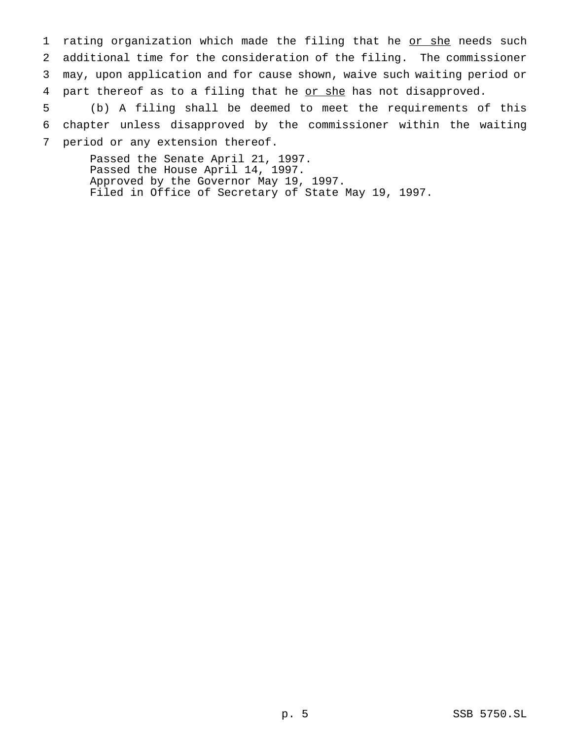rating organization which made the filing that he <u>or she</u> needs such additional time for the consideration of the filing. The commissioner may, upon application and for cause shown, waive such waiting period or part thereof as to a filing that he <u>or she</u> has not disapproved.

(b) A filing shall be deemed to meet the requirements of this chapter unless disapproved by the commissioner within the waiting period or any extension thereof.

Passed the Senate April 21, 1997.
Passed the House April 14, 1997.
Approved by the Governor May 19, 1997.
Filed in Office of Secretary of State May 19, 1997.